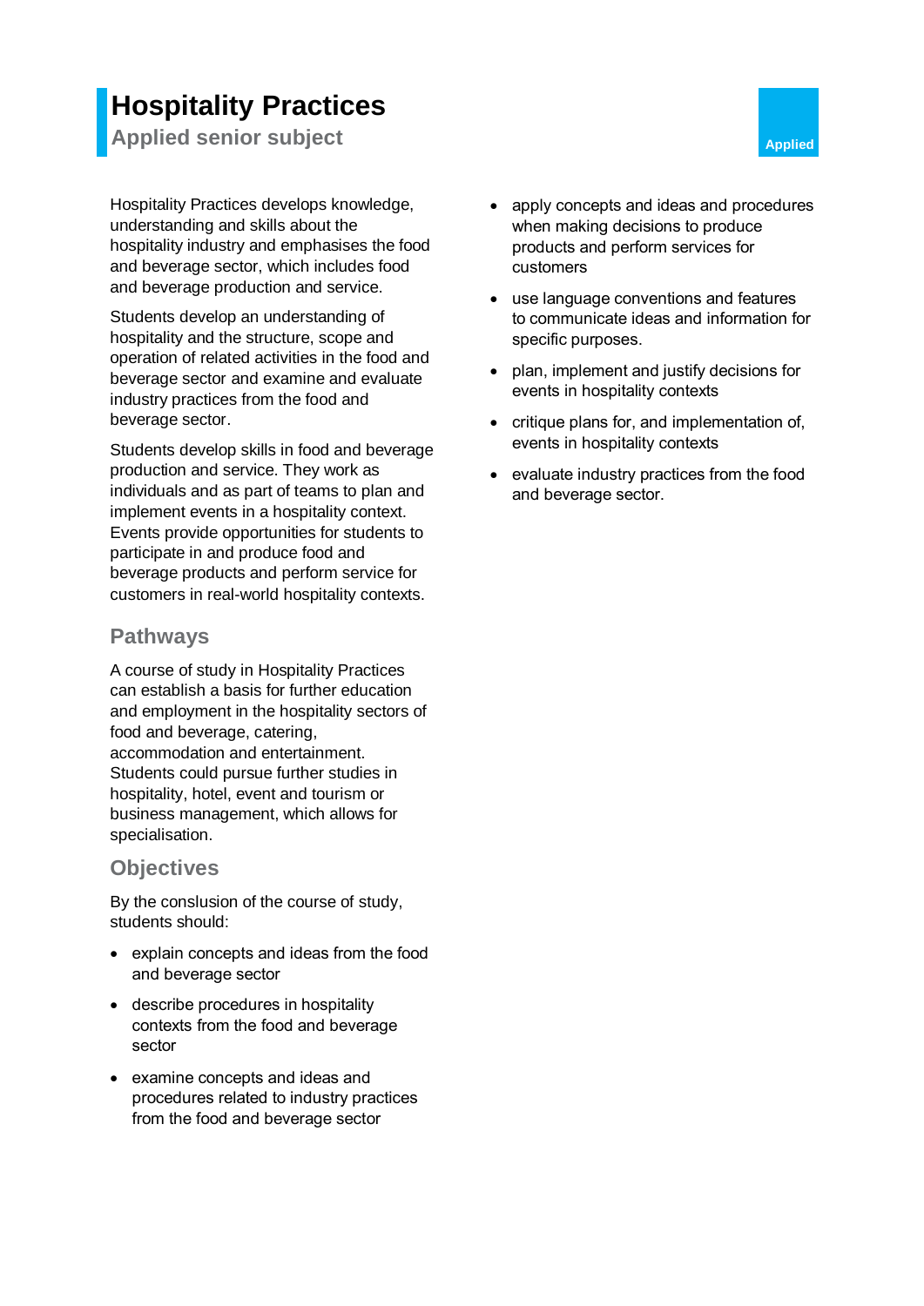# Hospitality Practices

## Applied senior subject

Applied

Hospitality Practices develops knowledge, understanding and skills about the hospitality industry and emphasises the food and beverage sector, which includes food and beverage production and service.

Students develop an understanding of hospitality and the structure, scope and operation of related activities in the food and beverage sector and examine and evaluate industry practices from the food and beverage sector.

Students develop skills in food and beverage production and service. They work as individuals and as part of teams to plan and implement events in a hospitality context. Events provide opportunities for students to participate in and produce food and beverage products and perform service for customers in real-world hospitality contexts.

## Pathways

A course of study in Hospitality Practices can establish a basis for further education and employment in the hospitality sectors of food and beverage, catering, accommodation and entertainment. Students could pursue further studies in hospitality, hotel, event and tourism or business management, which allows for specialisation.

## Objectives

By the conslusion of the course of study, students should:

- explain concepts and ideas from the food and beverage sector
- describe procedures in hospitality contexts from the food and beverage sector
- examine concepts and ideas and procedures related to industry practices from the food and beverage sector
- apply concepts and ideas and procedures when making decisions to produce products and perform services for customers
- use language conventions and features to communicate ideas and information for specific purposes.
- plan, implement and justify decisions for events in hospitality contexts
- critique plans for, and implementation of, events in hospitality contexts
- evaluate industry practices from the food and beverage sector.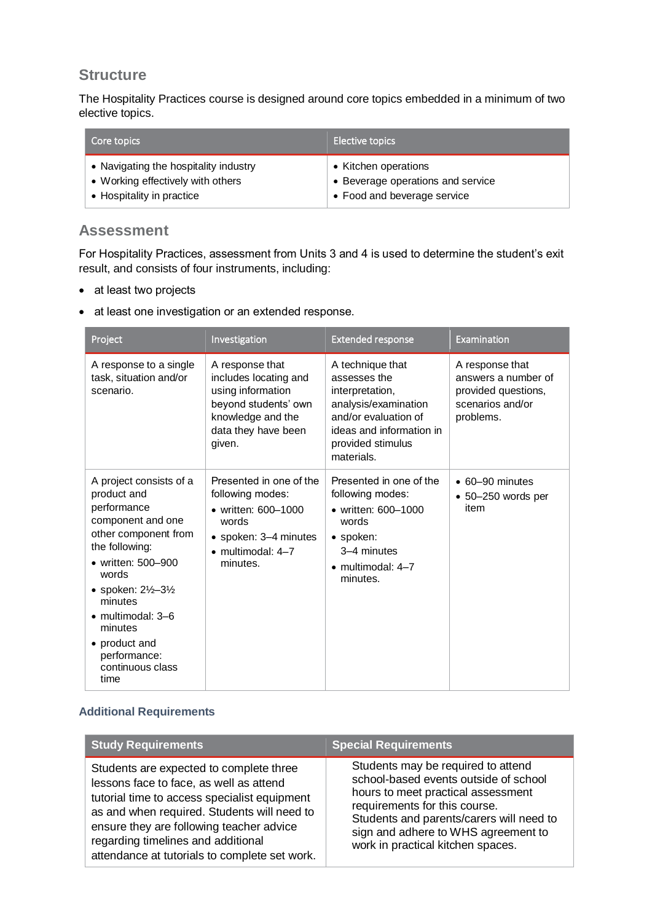## Structure

The Hospitality Practices course is designed around core topics embedded in a minimum of two elective topics.

| Core topics | Elective topics |
| --- | --- |
| • Navigating the hospitality industry<br>• Working effectively with others<br>• Hospitality in practice | • Kitchen operations<br>• Beverage operations and service<br>• Food and beverage service |

## Assessment

For Hospitality Practices, assessment from Units 3 and 4 is used to determine the student's exit result, and consists of four instruments, including:

- at least two projects
- at least one investigation or an extended response.

| Project | Investigation | Extended response | Examination |
| --- | --- | --- | --- |
| A response to a single task, situation and/or scenario. | A response that includes locating and using information beyond students' own knowledge and the data they have been given. | A technique that assesses the interpretation, analysis/examination and/or evaluation of ideas and information in provided stimulus materials. | A response that answers a number of provided questions, scenarios and/or problems. |
| A project consists of a product and performance component and one other component from the following:<br>• written: 500–900 words<br>• spoken: 2½–3½ minutes<br>• multimodal: 3–6 minutes<br>• product and performance: continuous class time | Presented in one of the following modes:<br>• written: 600–1000 words<br>• spoken: 3–4 minutes<br>• multimodal: 4–7 minutes. | Presented in one of the following modes:<br>• written: 600–1000 words<br>• spoken: 3–4 minutes<br>• multimodal: 4–7 minutes. | • 60–90 minutes<br>• 50–250 words per item |

### Additional Requirements

| Study Requirements | Special Requirements |
| --- | --- |
| Students are expected to complete three lessons face to face, as well as attend tutorial time to access specialist equipment as and when required. Students will need to ensure they are following teacher advice regarding timelines and additional attendance at tutorials to complete set work. | Students may be required to attend school-based events outside of school hours to meet practical assessment requirements for this course.<br>Students and parents/carers will need to sign and adhere to WHS agreement to work in practical kitchen spaces. |